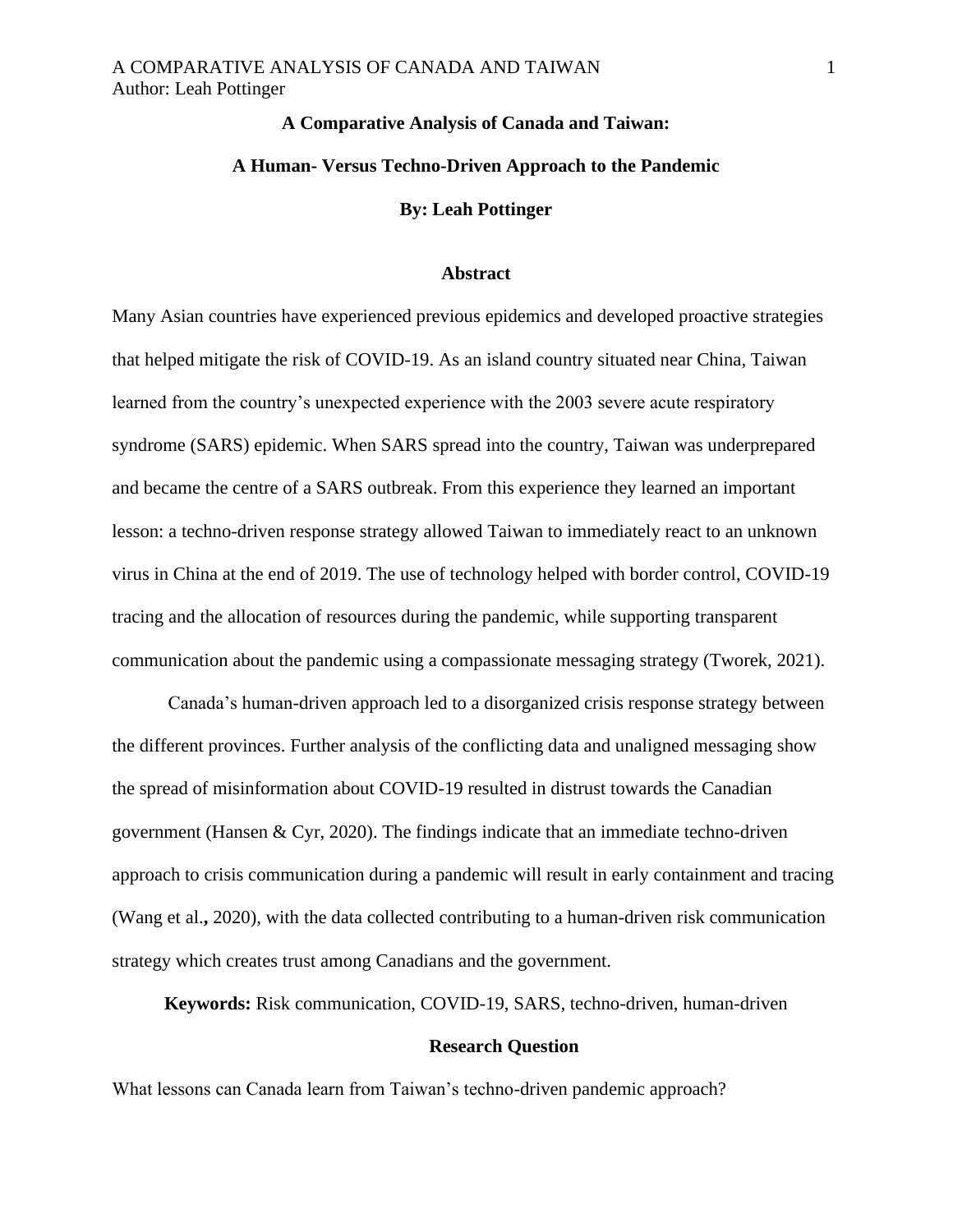# A Comparative Analysis of Canada and Taiwan:

## A Human- Versus Techno-Driven Approach to the Pandemic

**By: Leah Pottinger**

### Abstract

Many Asian countries have experienced previous epidemics and developed proactive strategies that helped mitigate the risk of COVID-19. As an island country situated near China, Taiwan learned from the country's unexpected experience with the 2003 severe acute respiratory syndrome (SARS) epidemic. When SARS spread into the country, Taiwan was underprepared and became the centre of a SARS outbreak. From this experience they learned an important lesson: a techno-driven response strategy allowed Taiwan to immediately react to an unknown virus in China at the end of 2019. The use of technology helped with border control, COVID-19 tracing and the allocation of resources during the pandemic, while supporting transparent communication about the pandemic using a compassionate messaging strategy (Tworek, 2021).

Canada's human-driven approach led to a disorganized crisis response strategy between the different provinces. Further analysis of the conflicting data and unaligned messaging show the spread of misinformation about COVID-19 resulted in distrust towards the Canadian government (Hansen & Cyr, 2020). The findings indicate that an immediate techno-driven approach to crisis communication during a pandemic will result in early containment and tracing (Wang et al., 2020), with the data collected contributing to a human-driven risk communication strategy which creates trust among Canadians and the government.

**Keywords:** Risk communication, COVID-19, SARS, techno-driven, human-driven

### Research Question

What lessons can Canada learn from Taiwan's techno-driven pandemic approach?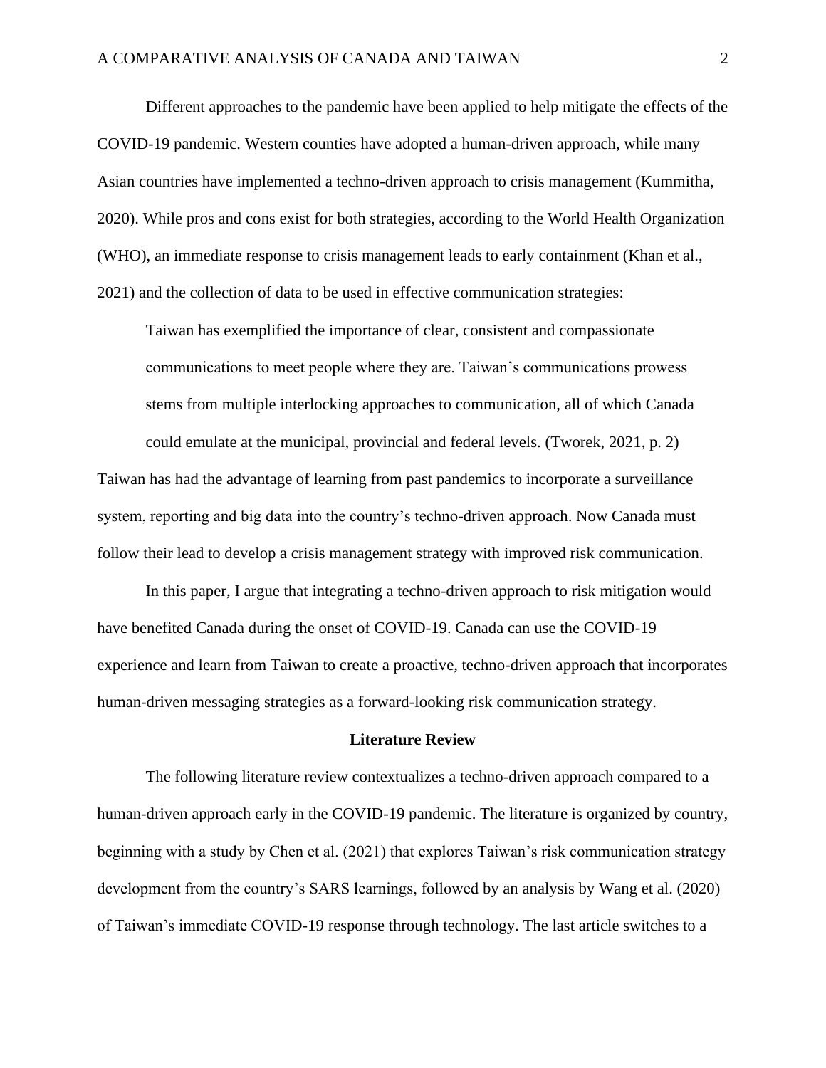Different approaches to the pandemic have been applied to help mitigate the effects of the COVID-19 pandemic. Western counties have adopted a human-driven approach, while many Asian countries have implemented a techno-driven approach to crisis management (Kummitha, 2020). While pros and cons exist for both strategies, according to the World Health Organization (WHO), an immediate response to crisis management leads to early containment (Khan et al., 2021) and the collection of data to be used in effective communication strategies:

> Taiwan has exemplified the importance of clear, consistent and compassionate communications to meet people where they are. Taiwan's communications prowess stems from multiple interlocking approaches to communication, all of which Canada could emulate at the municipal, provincial and federal levels. (Tworek, 2021, p. 2)

Taiwan has had the advantage of learning from past pandemics to incorporate a surveillance system, reporting and big data into the country's techno-driven approach. Now Canada must follow their lead to develop a crisis management strategy with improved risk communication.

In this paper, I argue that integrating a techno-driven approach to risk mitigation would have benefited Canada during the onset of COVID-19. Canada can use the COVID-19 experience and learn from Taiwan to create a proactive, techno-driven approach that incorporates human-driven messaging strategies as a forward-looking risk communication strategy.

## Literature Review

The following literature review contextualizes a techno-driven approach compared to a human-driven approach early in the COVID-19 pandemic. The literature is organized by country, beginning with a study by Chen et al. (2021) that explores Taiwan's risk communication strategy development from the country's SARS learnings, followed by an analysis by Wang et al. (2020) of Taiwan's immediate COVID-19 response through technology. The last article switches to a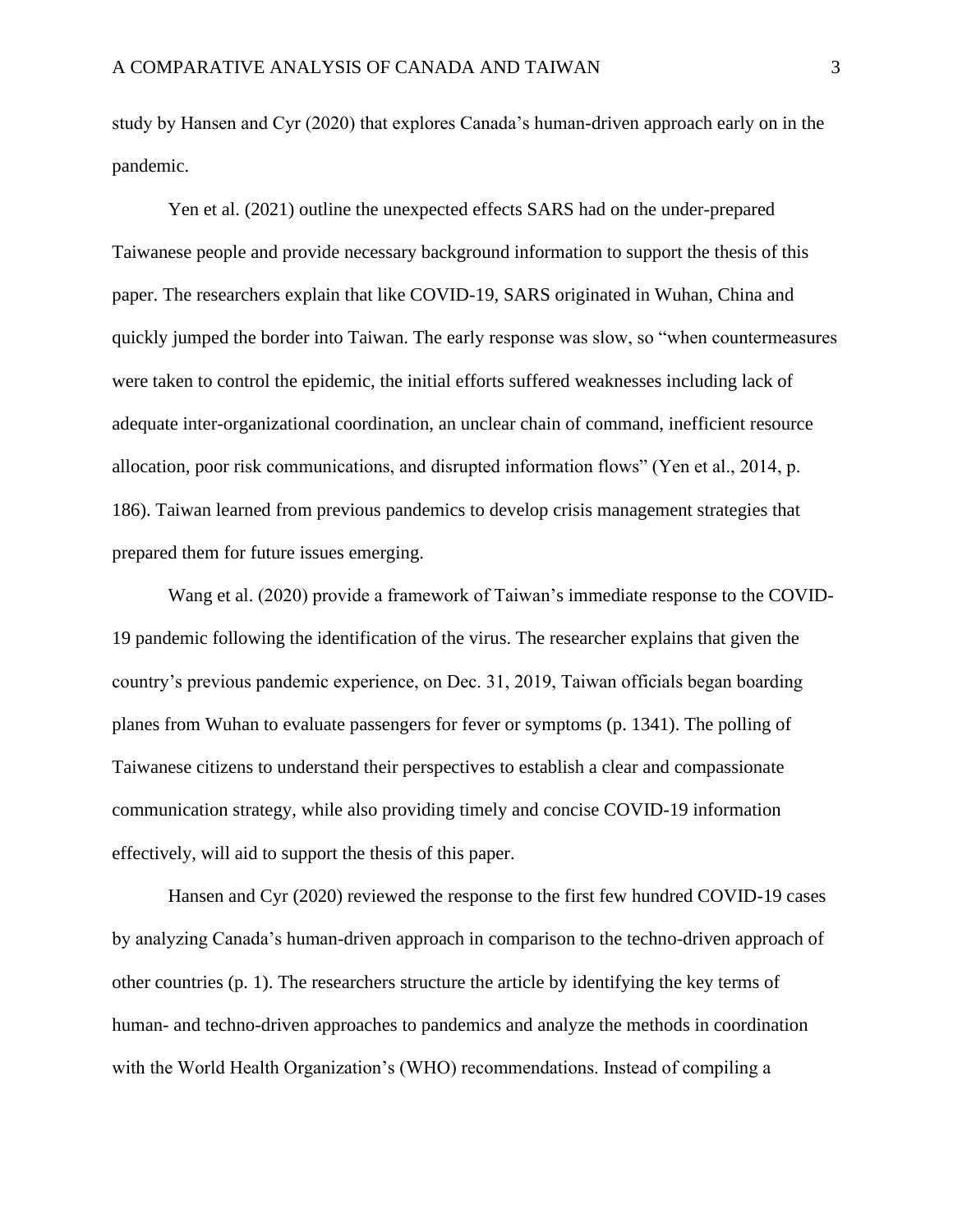study by Hansen and Cyr (2020) that explores Canada's human-driven approach early on in the pandemic.

Yen et al. (2021) outline the unexpected effects SARS had on the under-prepared Taiwanese people and provide necessary background information to support the thesis of this paper. The researchers explain that like COVID-19, SARS originated in Wuhan, China and quickly jumped the border into Taiwan. The early response was slow, so "when countermeasures were taken to control the epidemic, the initial efforts suffered weaknesses including lack of adequate inter-organizational coordination, an unclear chain of command, inefficient resource allocation, poor risk communications, and disrupted information flows" (Yen et al., 2014, p. 186). Taiwan learned from previous pandemics to develop crisis management strategies that prepared them for future issues emerging.

Wang et al. (2020) provide a framework of Taiwan's immediate response to the COVID-19 pandemic following the identification of the virus. The researcher explains that given the country's previous pandemic experience, on Dec. 31, 2019, Taiwan officials began boarding planes from Wuhan to evaluate passengers for fever or symptoms (p. 1341). The polling of Taiwanese citizens to understand their perspectives to establish a clear and compassionate communication strategy, while also providing timely and concise COVID-19 information effectively, will aid to support the thesis of this paper.

Hansen and Cyr (2020) reviewed the response to the first few hundred COVID-19 cases by analyzing Canada's human-driven approach in comparison to the techno-driven approach of other countries (p. 1). The researchers structure the article by identifying the key terms of human- and techno-driven approaches to pandemics and analyze the methods in coordination with the World Health Organization's (WHO) recommendations. Instead of compiling a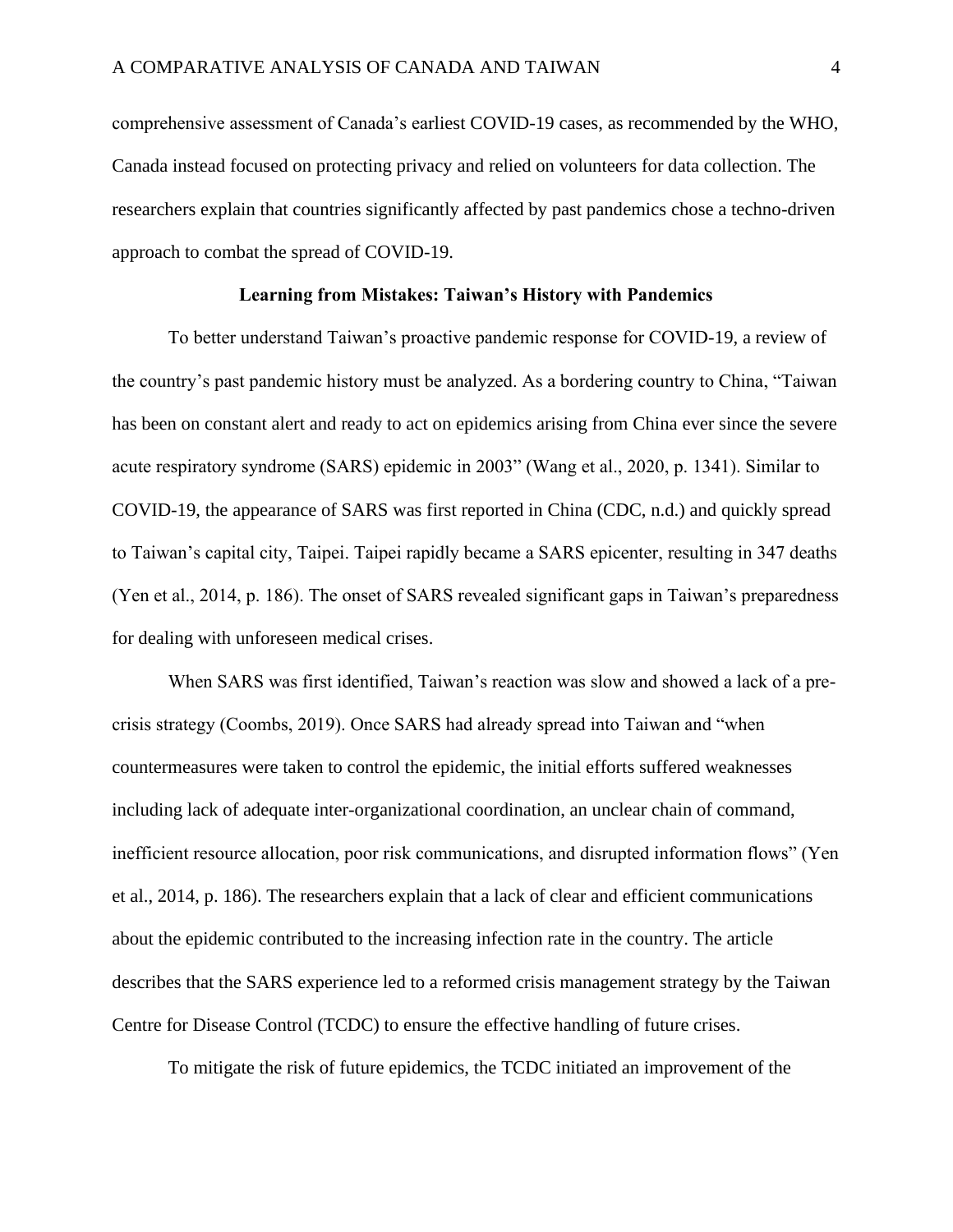comprehensive assessment of Canada's earliest COVID-19 cases, as recommended by the WHO, Canada instead focused on protecting privacy and relied on volunteers for data collection. The researchers explain that countries significantly affected by past pandemics chose a techno-driven approach to combat the spread of COVID-19.

## Learning from Mistakes: Taiwan's History with Pandemics

To better understand Taiwan's proactive pandemic response for COVID-19, a review of the country's past pandemic history must be analyzed. As a bordering country to China, "Taiwan has been on constant alert and ready to act on epidemics arising from China ever since the severe acute respiratory syndrome (SARS) epidemic in 2003" (Wang et al., 2020, p. 1341). Similar to COVID-19, the appearance of SARS was first reported in China (CDC, n.d.) and quickly spread to Taiwan's capital city, Taipei. Taipei rapidly became a SARS epicenter, resulting in 347 deaths (Yen et al., 2014, p. 186). The onset of SARS revealed significant gaps in Taiwan's preparedness for dealing with unforeseen medical crises.

When SARS was first identified, Taiwan's reaction was slow and showed a lack of a pre-crisis strategy (Coombs, 2019). Once SARS had already spread into Taiwan and "when countermeasures were taken to control the epidemic, the initial efforts suffered weaknesses including lack of adequate inter-organizational coordination, an unclear chain of command, inefficient resource allocation, poor risk communications, and disrupted information flows" (Yen et al., 2014, p. 186). The researchers explain that a lack of clear and efficient communications about the epidemic contributed to the increasing infection rate in the country. The article describes that the SARS experience led to a reformed crisis management strategy by the Taiwan Centre for Disease Control (TCDC) to ensure the effective handling of future crises.

To mitigate the risk of future epidemics, the TCDC initiated an improvement of the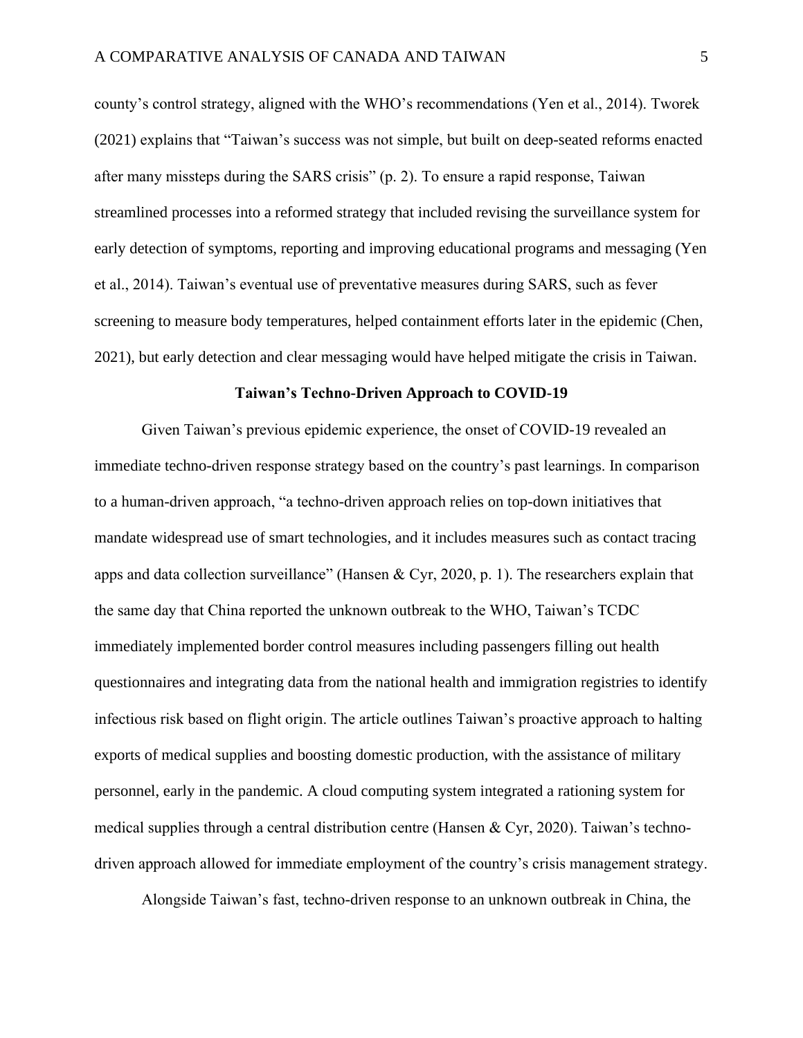county's control strategy, aligned with the WHO's recommendations (Yen et al., 2014). Tworek (2021) explains that "Taiwan's success was not simple, but built on deep-seated reforms enacted after many missteps during the SARS crisis" (p. 2). To ensure a rapid response, Taiwan streamlined processes into a reformed strategy that included revising the surveillance system for early detection of symptoms, reporting and improving educational programs and messaging (Yen et al., 2014). Taiwan's eventual use of preventative measures during SARS, such as fever screening to measure body temperatures, helped containment efforts later in the epidemic (Chen, 2021), but early detection and clear messaging would have helped mitigate the crisis in Taiwan.

## Taiwan's Techno-Driven Approach to COVID-19

Given Taiwan's previous epidemic experience, the onset of COVID-19 revealed an immediate techno-driven response strategy based on the country's past learnings. In comparison to a human-driven approach, "a techno-driven approach relies on top-down initiatives that mandate widespread use of smart technologies, and it includes measures such as contact tracing apps and data collection surveillance" (Hansen & Cyr, 2020, p. 1). The researchers explain that the same day that China reported the unknown outbreak to the WHO, Taiwan's TCDC immediately implemented border control measures including passengers filling out health questionnaires and integrating data from the national health and immigration registries to identify infectious risk based on flight origin. The article outlines Taiwan's proactive approach to halting exports of medical supplies and boosting domestic production, with the assistance of military personnel, early in the pandemic. A cloud computing system integrated a rationing system for medical supplies through a central distribution centre (Hansen & Cyr, 2020). Taiwan's techno-driven approach allowed for immediate employment of the country's crisis management strategy.

Alongside Taiwan's fast, techno-driven response to an unknown outbreak in China, the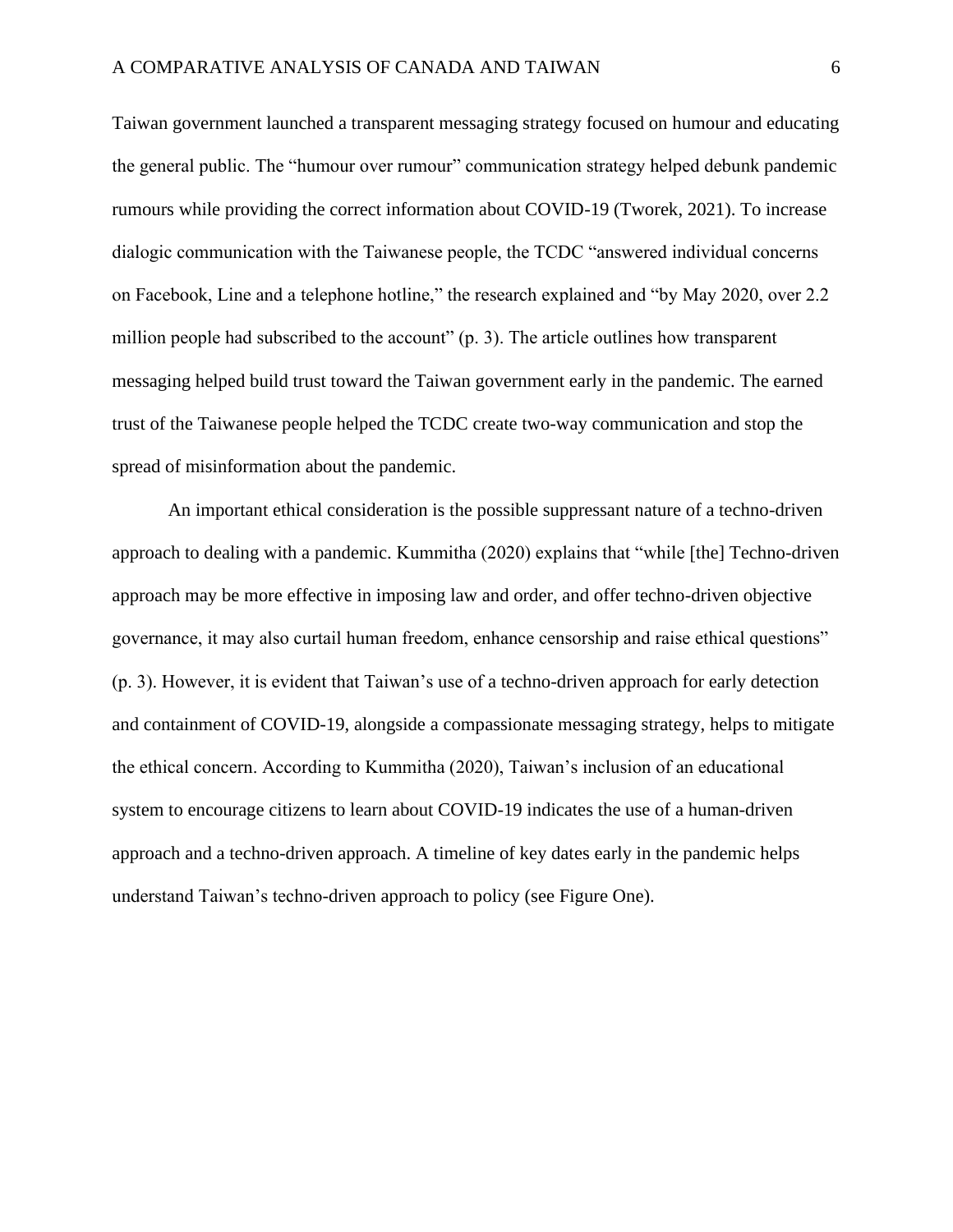Taiwan government launched a transparent messaging strategy focused on humour and educating the general public. The "humour over rumour" communication strategy helped debunk pandemic rumours while providing the correct information about COVID-19 (Tworek, 2021). To increase dialogic communication with the Taiwanese people, the TCDC "answered individual concerns on Facebook, Line and a telephone hotline," the research explained and "by May 2020, over 2.2 million people had subscribed to the account" (p. 3). The article outlines how transparent messaging helped build trust toward the Taiwan government early in the pandemic. The earned trust of the Taiwanese people helped the TCDC create two-way communication and stop the spread of misinformation about the pandemic.

An important ethical consideration is the possible suppressant nature of a techno-driven approach to dealing with a pandemic. Kummitha (2020) explains that "while [the] Techno-driven approach may be more effective in imposing law and order, and offer techno-driven objective governance, it may also curtail human freedom, enhance censorship and raise ethical questions" (p. 3). However, it is evident that Taiwan's use of a techno-driven approach for early detection and containment of COVID-19, alongside a compassionate messaging strategy, helps to mitigate the ethical concern. According to Kummitha (2020), Taiwan's inclusion of an educational system to encourage citizens to learn about COVID-19 indicates the use of a human-driven approach and a techno-driven approach. A timeline of key dates early in the pandemic helps understand Taiwan's techno-driven approach to policy (see Figure One).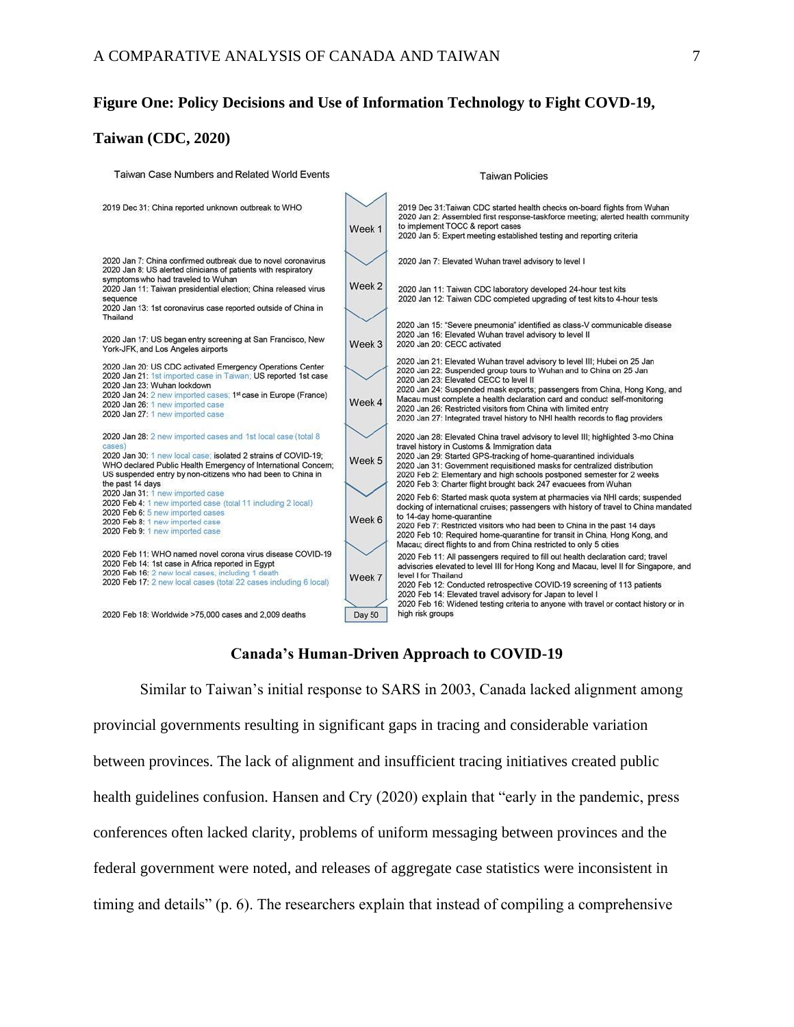**Figure One: Policy Decisions and Use of Information Technology to Fight COVD-19, Taiwan (CDC, 2020)**

| Taiwan Case Numbers and Related World Events | | Taiwan Policies |
|---|---|---|
| 2019 Dec 31: China reported unknown outbreak to WHO | Week 1 | 2019 Dec 31: Taiwan CDC started health checks on-board flights from Wuhan<br>2020 Jan 2: Assembled first response-taskforce meeting; alerted health community to implement TOCC & report cases<br>2020 Jan 5: Expert meeting established testing and reporting criteria |
| 2020 Jan 7: China confirmed outbreak due to novel coronavirus<br>2020 Jan 8: US alerted clinicians of patients with respiratory symptoms who had traveled to Wuhan<br>2020 Jan 11: Taiwan presidential election; China released virus sequence<br>2020 Jan 13: 1st coronavirus case reported outside of China in Thailand | Week 2 | 2020 Jan 7: Elevated Wuhan travel advisory to level I<br>2020 Jan 11: Taiwan CDC laboratory developed 24-hour test kits<br>2020 Jan 12: Taiwan CDC completed upgrading of test kits to 4-hour tests |
| 2020 Jan 17: US began entry screening at San Francisco, New York-JFK, and Los Angeles airports | Week 3 | 2020 Jan 15: "Severe pneumonia" identified as class-V communicable disease<br>2020 Jan 16: Elevated Wuhan travel advisory to level II<br>2020 Jan 20: CECC activated |
| 2020 Jan 20: US CDC activated Emergency Operations Center<br>2020 Jan 21: 1st imported case in Taiwan; US reported 1st case<br>2020 Jan 23: Wuhan lockdown<br>2020 Jan 24: 2 new imported cases; 1st case in Europe (France)<br>2020 Jan 26: 1 new imported case<br>2020 Jan 27: 1 new imported case | Week 4 | 2020 Jan 21: Elevated Wuhan travel advisory to level III; Hubei on 25 Jan<br>2020 Jan 22: Suspended group tours to Wuhan and to China on 25 Jan<br>2020 Jan 23: Elevated CECC to level II<br>2020 Jan 24: Suspended mask exports; passengers from China, Hong Kong, and Macau must complete a health declaration card and conduct self-monitoring<br>2020 Jan 26: Restricted visitors from China with limited entry<br>2020 Jan 27: Integrated travel history to NHI health records to flag providers |
| 2020 Jan 28: 2 new imported cases and 1st local case (total 8 cases)<br>2020 Jan 30: 1 new local case; isolated 2 strains of COVID-19; WHO declared Public Health Emergency of International Concern; US suspended entry by non-citizens who had been to China in the past 14 days | Week 5 | 2020 Jan 28: Elevated China travel advisory to level III; highlighted 3-mo China travel history in Customs & Immigration data<br>2020 Jan 29: Started GPS-tracking of home-quarantined individuals<br>2020 Jan 31: Government requisitioned masks for centralized distribution<br>2020 Feb 2: Elementary and high schools postponed semester for 2 weeks<br>2020 Feb 3: Charter flight brought back 247 evacuees from Wuhan |
| 2020 Jan 31: 1 new imported case<br>2020 Feb 4: 1 new imported case (total 11 including 2 local)<br>2020 Feb 6: 5 new imported cases<br>2020 Feb 8: 1 new imported case<br>2020 Feb 9: 1 new imported case | Week 6 | 2020 Feb 6: Started mask quota system at pharmacies via NHI cards; suspended docking of international cruises; passengers with history of travel to China mandated to 14-day home-quarantine<br>2020 Feb 7: Restricted visitors who had been to China in the past 14 days<br>2020 Feb 10: Required home-quarantine for transit in China, Hong Kong, and Macau; direct flights to and from China restricted to only 5 cities |
| 2020 Feb 11: WHO named novel corona virus disease COVID-19<br>2020 Feb 14: 1st case in Africa reported in Egypt<br>2020 Feb 16: 2 new local cases, including 1 death<br>2020 Feb 17: 2 new local cases (total 22 cases including 6 local) | Week 7 | 2020 Feb 11: All passengers required to fill out health declaration card; travel advisories elevated to level III for Hong Kong and Macau, level II for Singapore, and level I for Thailand<br>2020 Feb 12: Conducted retrospective COVID-19 screening of 113 patients<br>2020 Feb 14: Elevated travel advisory for Japan to level I<br>2020 Feb 16: Widened testing criteria to anyone with travel or contact history or in high risk groups |
| 2020 Feb 18: Worldwide >75,000 cases and 2,009 deaths | Day 50 | |

## Canada's Human-Driven Approach to COVID-19

Similar to Taiwan's initial response to SARS in 2003, Canada lacked alignment among provincial governments resulting in significant gaps in tracing and considerable variation between provinces. The lack of alignment and insufficient tracing initiatives created public health guidelines confusion. Hansen and Cry (2020) explain that "early in the pandemic, press conferences often lacked clarity, problems of uniform messaging between provinces and the federal government were noted, and releases of aggregate case statistics were inconsistent in timing and details" (p. 6). The researchers explain that instead of compiling a comprehensive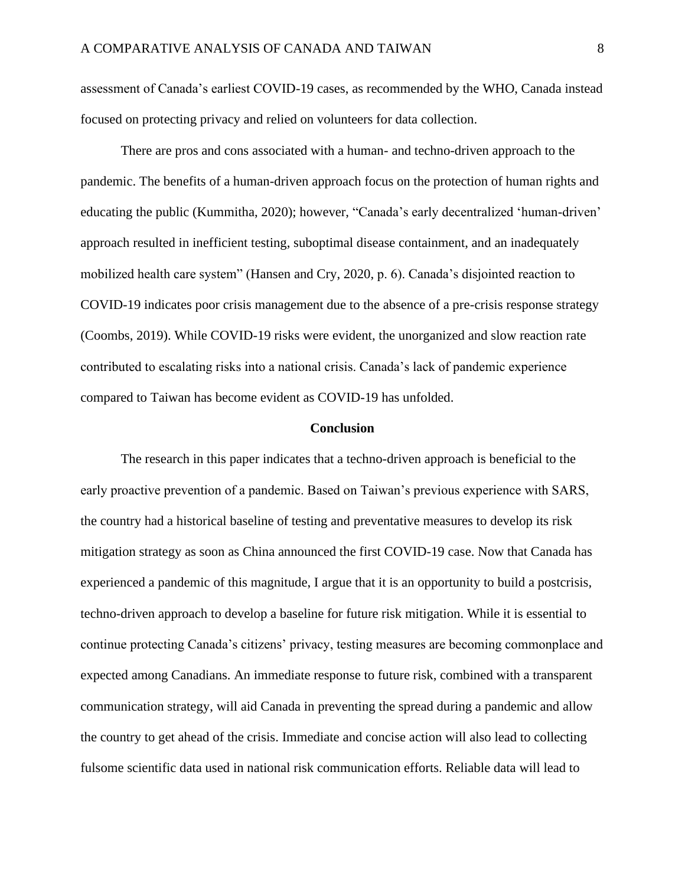assessment of Canada's earliest COVID-19 cases, as recommended by the WHO, Canada instead focused on protecting privacy and relied on volunteers for data collection.

There are pros and cons associated with a human- and techno-driven approach to the pandemic. The benefits of a human-driven approach focus on the protection of human rights and educating the public (Kummitha, 2020); however, "Canada's early decentralized 'human-driven' approach resulted in inefficient testing, suboptimal disease containment, and an inadequately mobilized health care system" (Hansen and Cry, 2020, p. 6). Canada's disjointed reaction to COVID-19 indicates poor crisis management due to the absence of a pre-crisis response strategy (Coombs, 2019). While COVID-19 risks were evident, the unorganized and slow reaction rate contributed to escalating risks into a national crisis. Canada's lack of pandemic experience compared to Taiwan has become evident as COVID-19 has unfolded.

## Conclusion

The research in this paper indicates that a techno-driven approach is beneficial to the early proactive prevention of a pandemic. Based on Taiwan's previous experience with SARS, the country had a historical baseline of testing and preventative measures to develop its risk mitigation strategy as soon as China announced the first COVID-19 case. Now that Canada has experienced a pandemic of this magnitude, I argue that it is an opportunity to build a postcrisis, techno-driven approach to develop a baseline for future risk mitigation. While it is essential to continue protecting Canada's citizens' privacy, testing measures are becoming commonplace and expected among Canadians. An immediate response to future risk, combined with a transparent communication strategy, will aid Canada in preventing the spread during a pandemic and allow the country to get ahead of the crisis. Immediate and concise action will also lead to collecting fulsome scientific data used in national risk communication efforts. Reliable data will lead to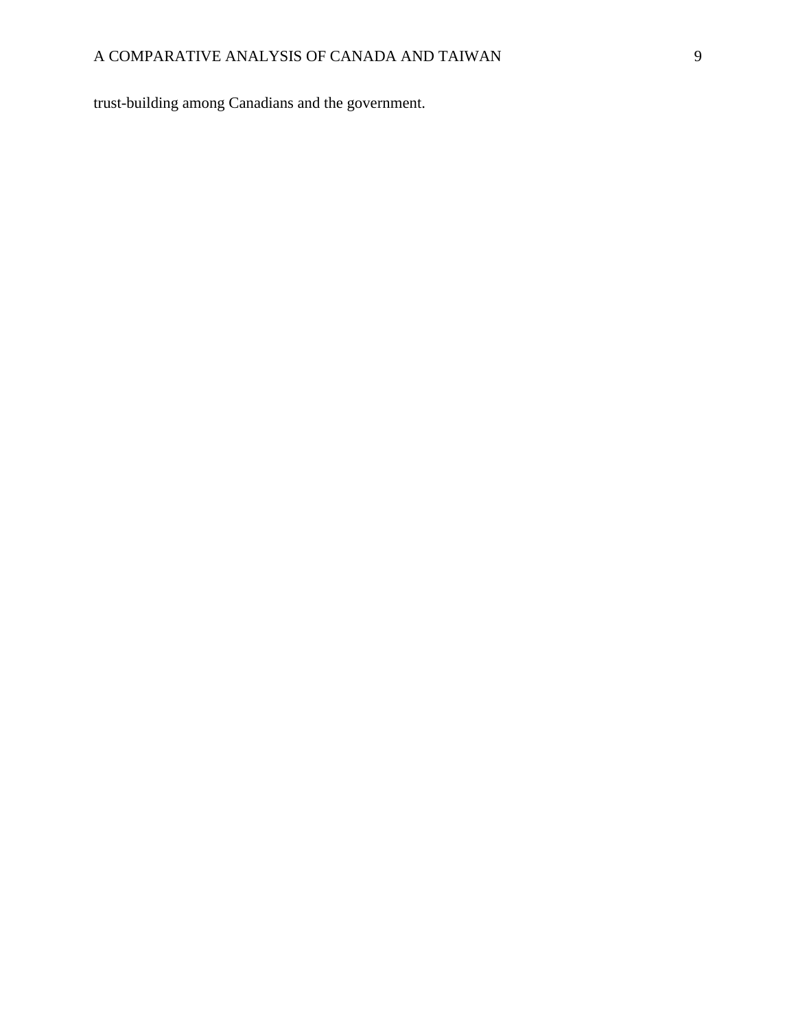trust-building among Canadians and the government.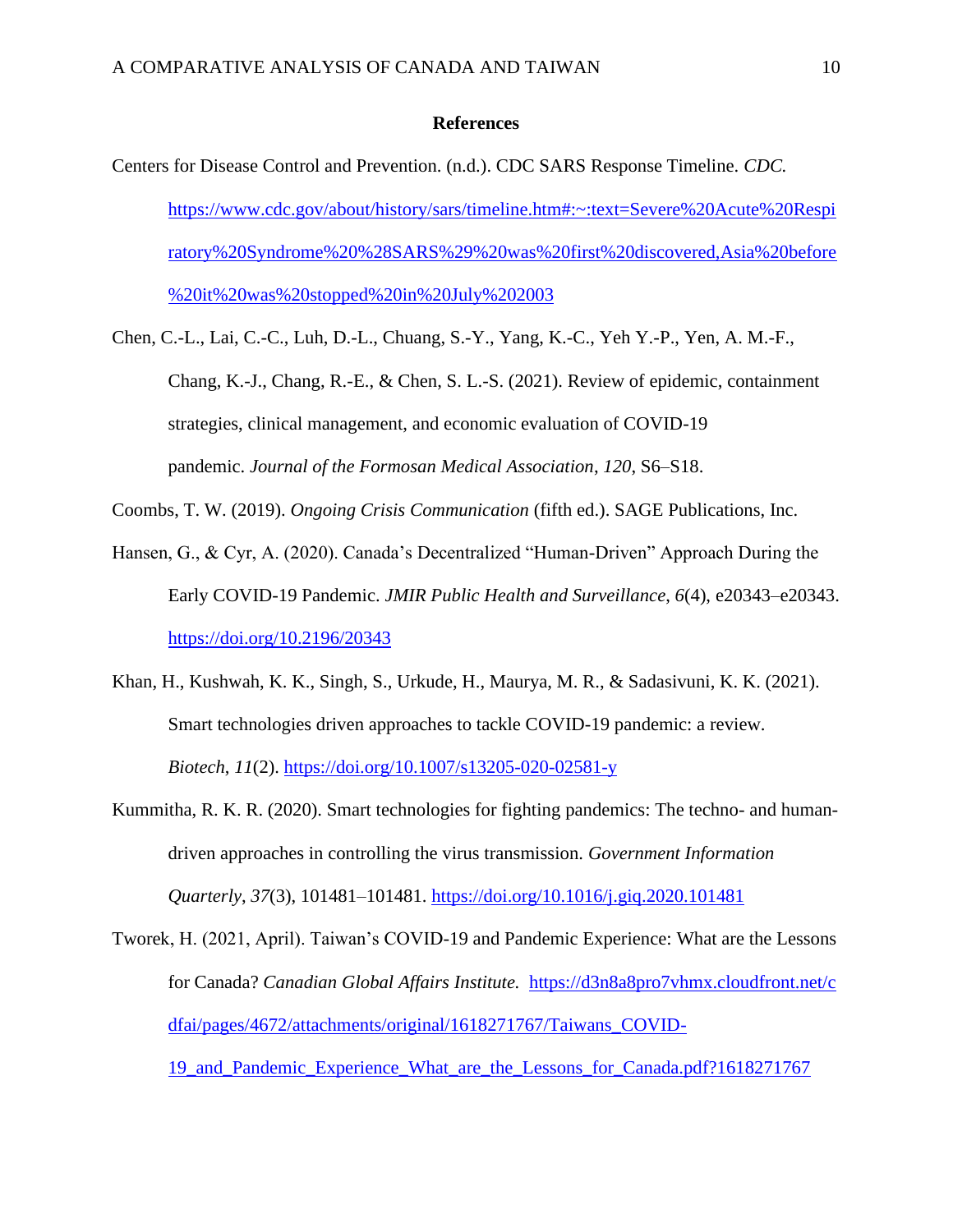# References

Centers for Disease Control and Prevention. (n.d.). CDC SARS Response Timeline. *CDC.* https://www.cdc.gov/about/history/sars/timeline.htm#:~:text=Severe%20Acute%20Respiratory%20Syndrome%20%28SARS%29%20was%20first%20discovered,Asia%20before%20it%20was%20stopped%20in%20July%202003

Chen, C.-L., Lai, C.-C., Luh, D.-L., Chuang, S.-Y., Yang, K.-C., Yeh Y.-P., Yen, A. M.-F., Chang, K.-J., Chang, R.-E., & Chen, S. L.-S. (2021). Review of epidemic, containment strategies, clinical management, and economic evaluation of COVID-19 pandemic. *Journal of the Formosan Medical Association*, *120*, S6–S18.

Coombs, T. W. (2019). *Ongoing Crisis Communication* (fifth ed.). SAGE Publications, Inc.

Hansen, G., & Cyr, A. (2020). Canada's Decentralized "Human-Driven" Approach During the Early COVID-19 Pandemic. *JMIR Public Health and Surveillance*, *6*(4), e20343–e20343. https://doi.org/10.2196/20343

Khan, H., Kushwah, K. K., Singh, S., Urkude, H., Maurya, M. R., & Sadasivuni, K. K. (2021). Smart technologies driven approaches to tackle COVID-19 pandemic: a review. *Biotech*, *11*(2). https://doi.org/10.1007/s13205-020-02581-y

Kummitha, R. K. R. (2020). Smart technologies for fighting pandemics: The techno- and human-driven approaches in controlling the virus transmission. *Government Information Quarterly*, *37*(3), 101481–101481. https://doi.org/10.1016/j.giq.2020.101481

Tworek, H. (2021, April). Taiwan's COVID-19 and Pandemic Experience: What are the Lessons for Canada? *Canadian Global Affairs Institute.* https://d3n8a8pro7vhmx.cloudfront.net/cdfai/pages/4672/attachments/original/1618271767/Taiwans_COVID-19_and_Pandemic_Experience_What_are_the_Lessons_for_Canada.pdf?1618271767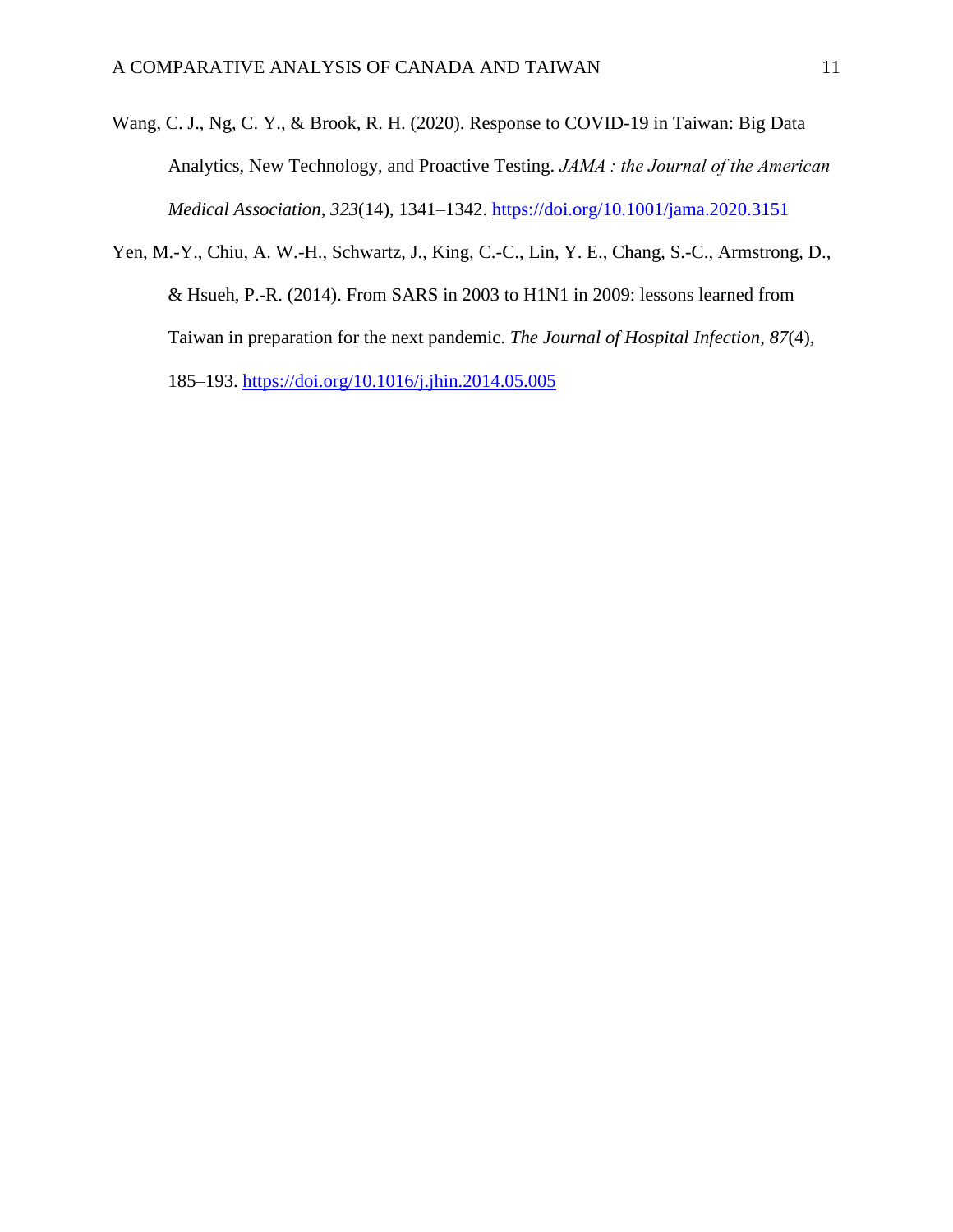Wang, C. J., Ng, C. Y., & Brook, R. H. (2020). Response to COVID-19 in Taiwan: Big Data Analytics, New Technology, and Proactive Testing. *JAMA : the Journal of the American Medical Association*, *323*(14), 1341–1342. https://doi.org/10.1001/jama.2020.3151

Yen, M.-Y., Chiu, A. W.-H., Schwartz, J., King, C.-C., Lin, Y. E., Chang, S.-C., Armstrong, D., & Hsueh, P.-R. (2014). From SARS in 2003 to H1N1 in 2009: lessons learned from Taiwan in preparation for the next pandemic. *The Journal of Hospital Infection*, *87*(4), 185–193. https://doi.org/10.1016/j.jhin.2014.05.005